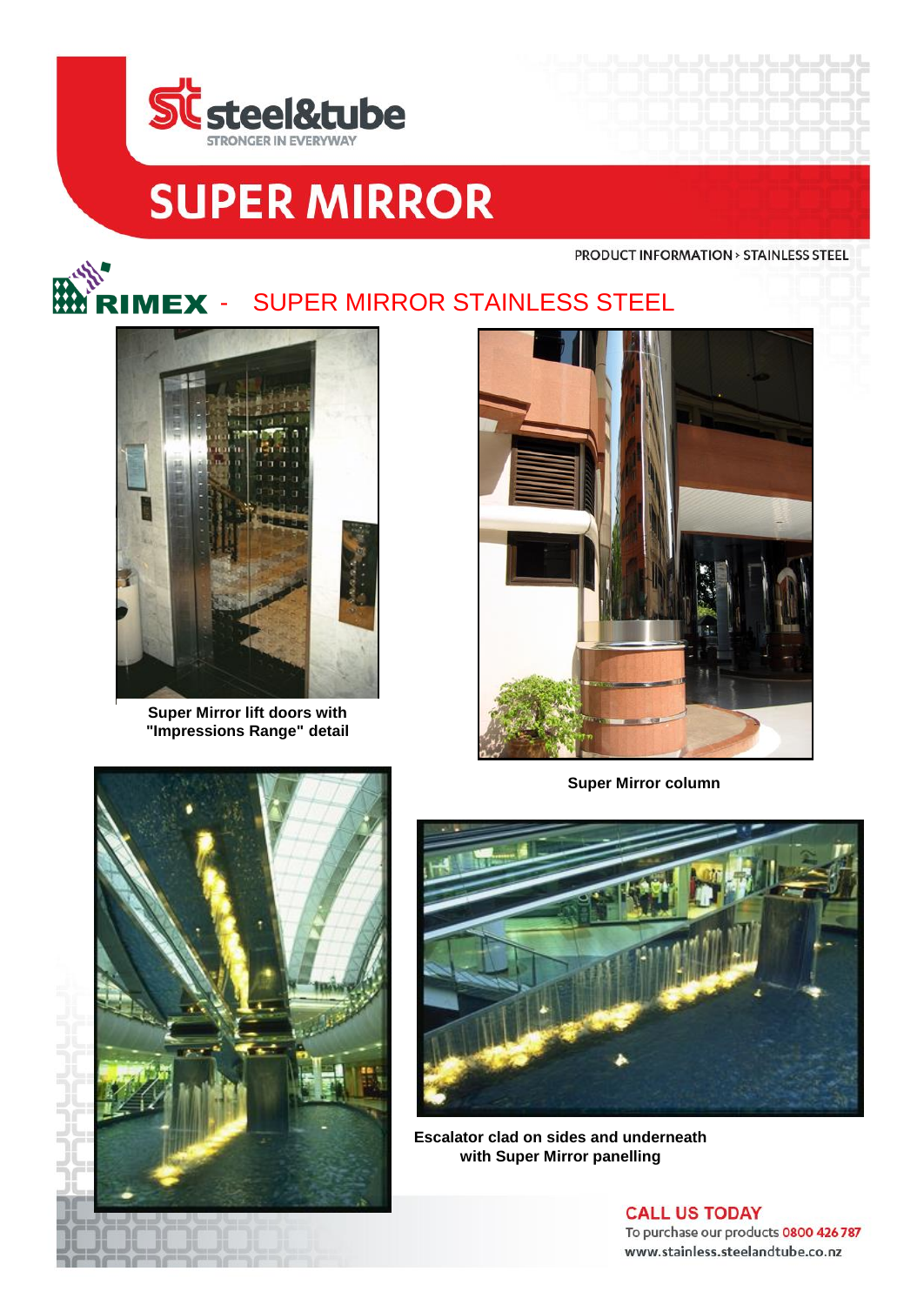steel&tube

STRONGER IN EVERYWAY

# SUPER MIRROR

PRODUCT INFORMATION > STAINLESS STEEL

## RIMEX - SUPER MIRROR STAINLESS STEEL

**Super Mirror lift doors with "Impressions Range" detail**

**Super Mirror column**

**Escalator clad on sides and underneath with Super Mirror panelling**

**CALL US TODAY**

To purchase our products 0800 426 787

www.stainless.steelandtube.co.nz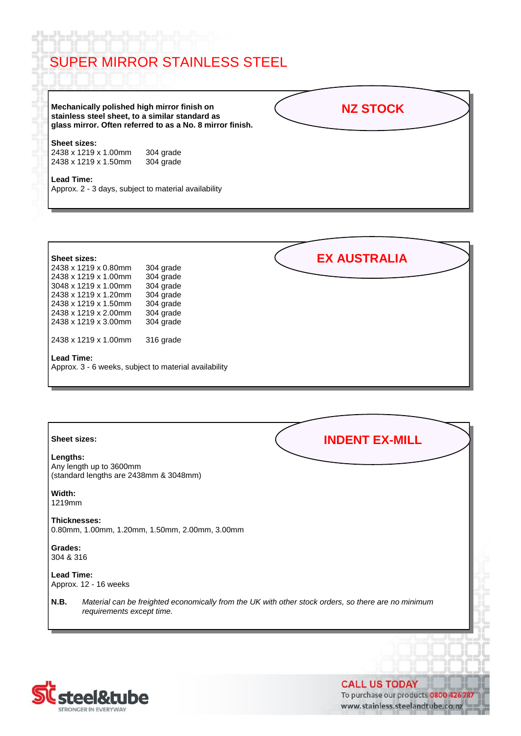# SUPER MIRROR STAINLESS STEEL

## NZ STOCK

**Mechanically polished high mirror finish on stainless steel sheet, to a similar standard as glass mirror. Often referred to as a No. 8 mirror finish.**

**Sheet sizes:**

| | |
|---|---|
| 2438 x 1219 x 1.00mm | 304 grade |
| 2438 x 1219 x 1.50mm | 304 grade |

**Lead Time:**
Approx. 2 - 3 days, subject to material availability

## EX AUSTRALIA

**Sheet sizes:**

| | |
|---|---|
| 2438 x 1219 x 0.80mm | 304 grade |
| 2438 x 1219 x 1.00mm | 304 grade |
| 3048 x 1219 x 1.00mm | 304 grade |
| 2438 x 1219 x 1.20mm | 304 grade |
| 2438 x 1219 x 1.50mm | 304 grade |
| 2438 x 1219 x 2.00mm | 304 grade |
| 2438 x 1219 x 3.00mm | 304 grade |
| 2438 x 1219 x 1.00mm | 316 grade |

**Lead Time:**
Approx. 3 - 6 weeks, subject to material availability

## INDENT EX-MILL

**Sheet sizes:**

**Lengths:**
Any length up to 3600mm
(standard lengths are 2438mm & 3048mm)

**Width:**
1219mm

**Thicknesses:**
0.80mm, 1.00mm, 1.20mm, 1.50mm, 2.00mm, 3.00mm

**Grades:**
304 & 316

**Lead Time:**
Approx. 12 - 16 weeks

**N.B.** *Material can be freighted economically from the UK with other stock orders, so there are no minimum requirements except time.*

steel&tube
STRONGER IN EVERYWAY

CALL US TODAY
To purchase our products 0800 426 787
www.stainless.steelandtube.co.nz